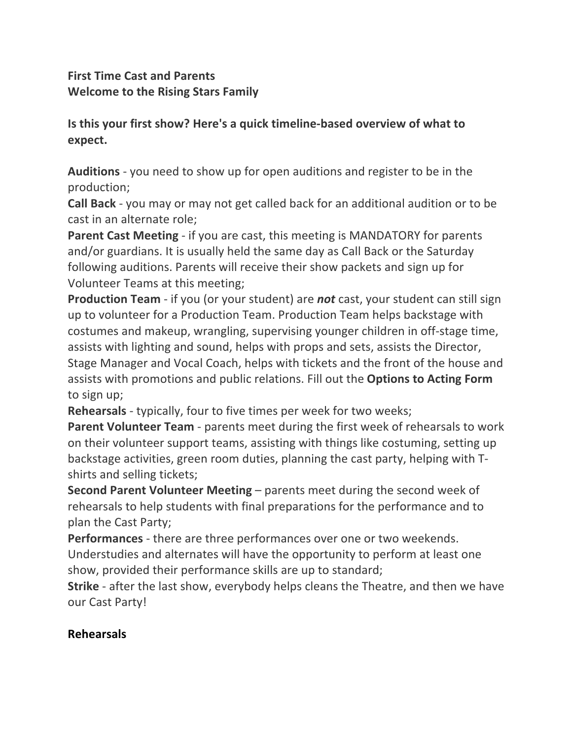**First Time Cast and Parents**
**Welcome to the Rising Stars Family**

**Is this your first show? Here's a quick timeline-based overview of what to expect.**

**Auditions** - you need to show up for open auditions and register to be in the production;
**Call Back** - you may or may not get called back for an additional audition or to be cast in an alternate role;
**Parent Cast Meeting** - if you are cast, this meeting is MANDATORY for parents and/or guardians. It is usually held the same day as Call Back or the Saturday following auditions. Parents will receive their show packets and sign up for Volunteer Teams at this meeting;
**Production Team** - if you (or your student) are ***not*** cast, your student can still sign up to volunteer for a Production Team. Production Team helps backstage with costumes and makeup, wrangling, supervising younger children in off-stage time, assists with lighting and sound, helps with props and sets, assists the Director, Stage Manager and Vocal Coach, helps with tickets and the front of the house and assists with promotions and public relations. Fill out the **Options to Acting Form** to sign up;
**Rehearsals** - typically, four to five times per week for two weeks;
**Parent Volunteer Team** - parents meet during the first week of rehearsals to work on their volunteer support teams, assisting with things like costuming, setting up backstage activities, green room duties, planning the cast party, helping with T-shirts and selling tickets;
**Second Parent Volunteer Meeting** – parents meet during the second week of rehearsals to help students with final preparations for the performance and to plan the Cast Party;
**Performances** - there are three performances over one or two weekends. Understudies and alternates will have the opportunity to perform at least one show, provided their performance skills are up to standard;
**Strike** - after the last show, everybody helps cleans the Theatre, and then we have our Cast Party!

**Rehearsals**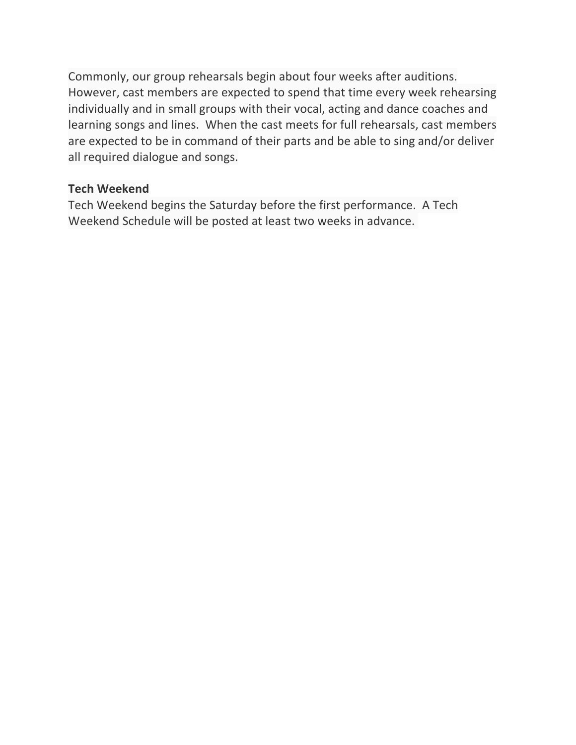Commonly, our group rehearsals begin about four weeks after auditions. However, cast members are expected to spend that time every week rehearsing individually and in small groups with their vocal, acting and dance coaches and learning songs and lines. When the cast meets for full rehearsals, cast members are expected to be in command of their parts and be able to sing and/or deliver all required dialogue and songs.

**Tech Weekend**

Tech Weekend begins the Saturday before the first performance. A Tech Weekend Schedule will be posted at least two weeks in advance.